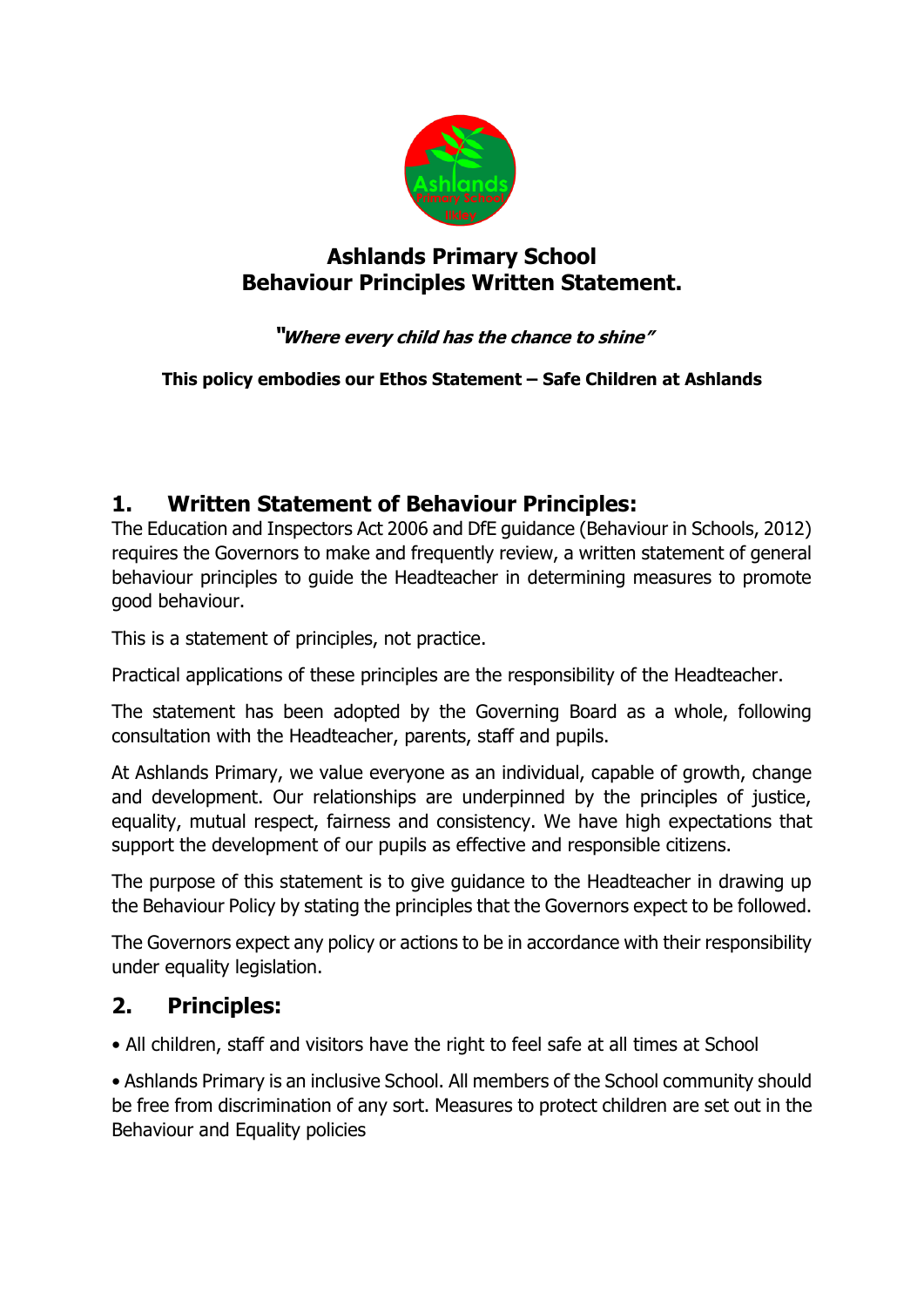# Ashlands Primary School
# Behaviour Principles Written Statement.

***"Where every child has the chance to shine"***

**This policy embodies our Ethos Statement – Safe Children at Ashlands**

## 1. Written Statement of Behaviour Principles:

The Education and Inspectors Act 2006 and DfE guidance (Behaviour in Schools, 2012) requires the Governors to make and frequently review, a written statement of general behaviour principles to guide the Headteacher in determining measures to promote good behaviour.

This is a statement of principles, not practice.

Practical applications of these principles are the responsibility of the Headteacher.

The statement has been adopted by the Governing Board as a whole, following consultation with the Headteacher, parents, staff and pupils.

At Ashlands Primary, we value everyone as an individual, capable of growth, change and development. Our relationships are underpinned by the principles of justice, equality, mutual respect, fairness and consistency. We have high expectations that support the development of our pupils as effective and responsible citizens.

The purpose of this statement is to give guidance to the Headteacher in drawing up the Behaviour Policy by stating the principles that the Governors expect to be followed.

The Governors expect any policy or actions to be in accordance with their responsibility under equality legislation.

## 2. Principles:

- All children, staff and visitors have the right to feel safe at all times at School
- Ashlands Primary is an inclusive School. All members of the School community should be free from discrimination of any sort. Measures to protect children are set out in the Behaviour and Equality policies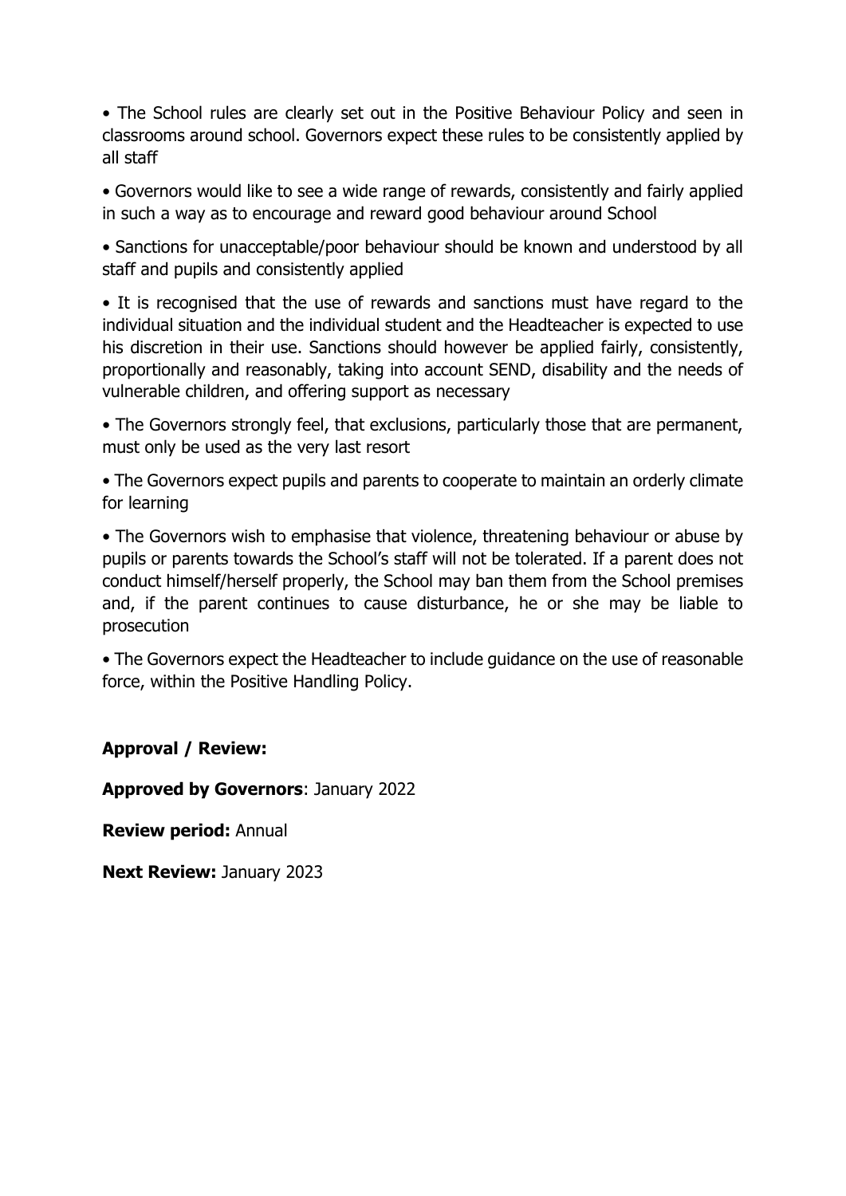- The School rules are clearly set out in the Positive Behaviour Policy and seen in classrooms around school. Governors expect these rules to be consistently applied by all staff
- Governors would like to see a wide range of rewards, consistently and fairly applied in such a way as to encourage and reward good behaviour around School
- Sanctions for unacceptable/poor behaviour should be known and understood by all staff and pupils and consistently applied
- It is recognised that the use of rewards and sanctions must have regard to the individual situation and the individual student and the Headteacher is expected to use his discretion in their use. Sanctions should however be applied fairly, consistently, proportionally and reasonably, taking into account SEND, disability and the needs of vulnerable children, and offering support as necessary
- The Governors strongly feel, that exclusions, particularly those that are permanent, must only be used as the very last resort
- The Governors expect pupils and parents to cooperate to maintain an orderly climate for learning
- The Governors wish to emphasise that violence, threatening behaviour or abuse by pupils or parents towards the School's staff will not be tolerated. If a parent does not conduct himself/herself properly, the School may ban them from the School premises and, if the parent continues to cause disturbance, he or she may be liable to prosecution
- The Governors expect the Headteacher to include guidance on the use of reasonable force, within the Positive Handling Policy.

**Approval / Review:**

**Approved by Governors**: January 2022

**Review period:** Annual

**Next Review:** January 2023